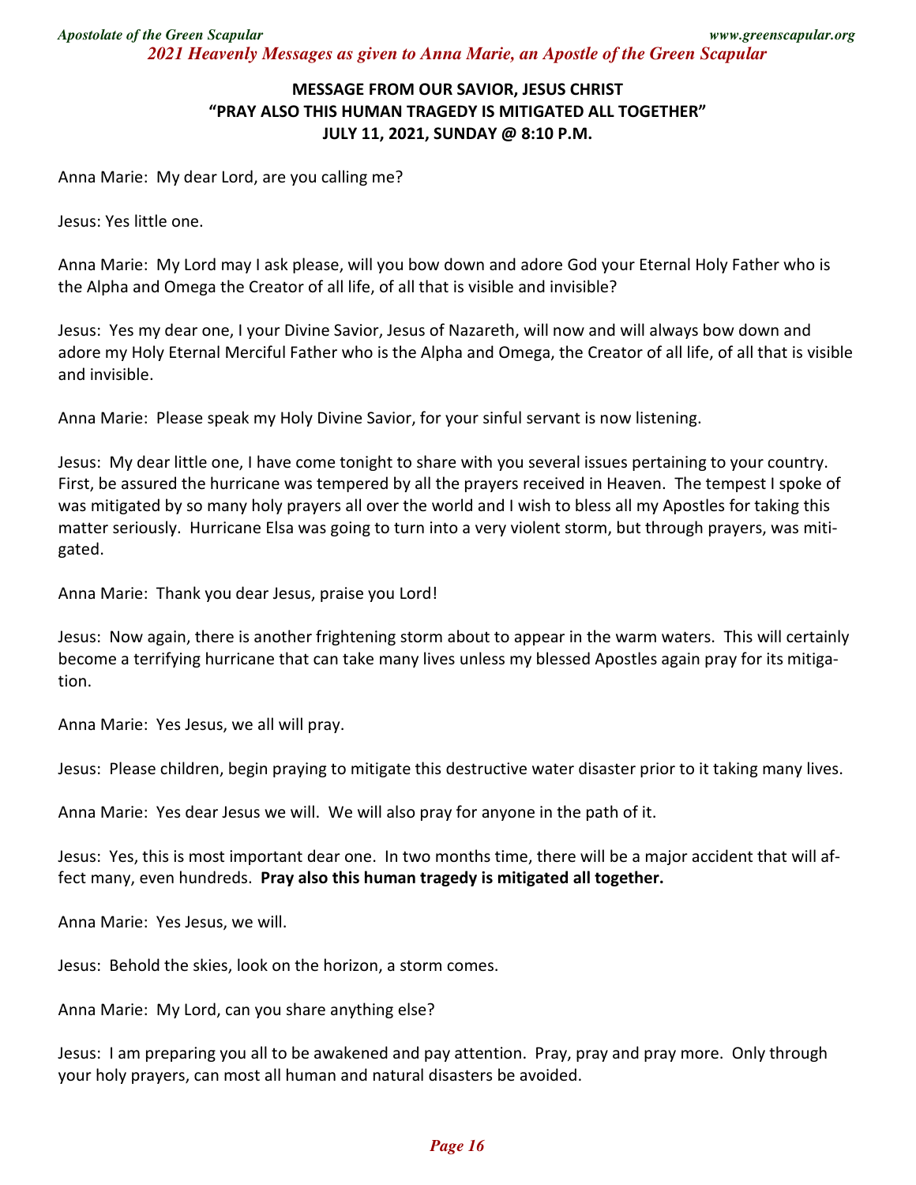**MESSAGE FROM OUR SAVIOR, JESUS CHRIST**
**"PRAY ALSO THIS HUMAN TRAGEDY IS MITIGATED ALL TOGETHER"**
**JULY 11, 2021, SUNDAY @ 8:10 P.M.**

Anna Marie: My dear Lord, are you calling me?

Jesus: Yes little one.

Anna Marie: My Lord may I ask please, will you bow down and adore God your Eternal Holy Father who is the Alpha and Omega the Creator of all life, of all that is visible and invisible?

Jesus: Yes my dear one, I your Divine Savior, Jesus of Nazareth, will now and will always bow down and adore my Holy Eternal Merciful Father who is the Alpha and Omega, the Creator of all life, of all that is visible and invisible.

Anna Marie: Please speak my Holy Divine Savior, for your sinful servant is now listening.

Jesus: My dear little one, I have come tonight to share with you several issues pertaining to your country. First, be assured the hurricane was tempered by all the prayers received in Heaven. The tempest I spoke of was mitigated by so many holy prayers all over the world and I wish to bless all my Apostles for taking this matter seriously. Hurricane Elsa was going to turn into a very violent storm, but through prayers, was mitigated.

Anna Marie: Thank you dear Jesus, praise you Lord!

Jesus: Now again, there is another frightening storm about to appear in the warm waters. This will certainly become a terrifying hurricane that can take many lives unless my blessed Apostles again pray for its mitigation.

Anna Marie: Yes Jesus, we all will pray.

Jesus: Please children, begin praying to mitigate this destructive water disaster prior to it taking many lives.

Anna Marie: Yes dear Jesus we will. We will also pray for anyone in the path of it.

Jesus: Yes, this is most important dear one. In two months time, there will be a major accident that will affect many, even hundreds. **Pray also this human tragedy is mitigated all together.**

Anna Marie: Yes Jesus, we will.

Jesus: Behold the skies, look on the horizon, a storm comes.

Anna Marie: My Lord, can you share anything else?

Jesus: I am preparing you all to be awakened and pay attention. Pray, pray and pray more. Only through your holy prayers, can most all human and natural disasters be avoided.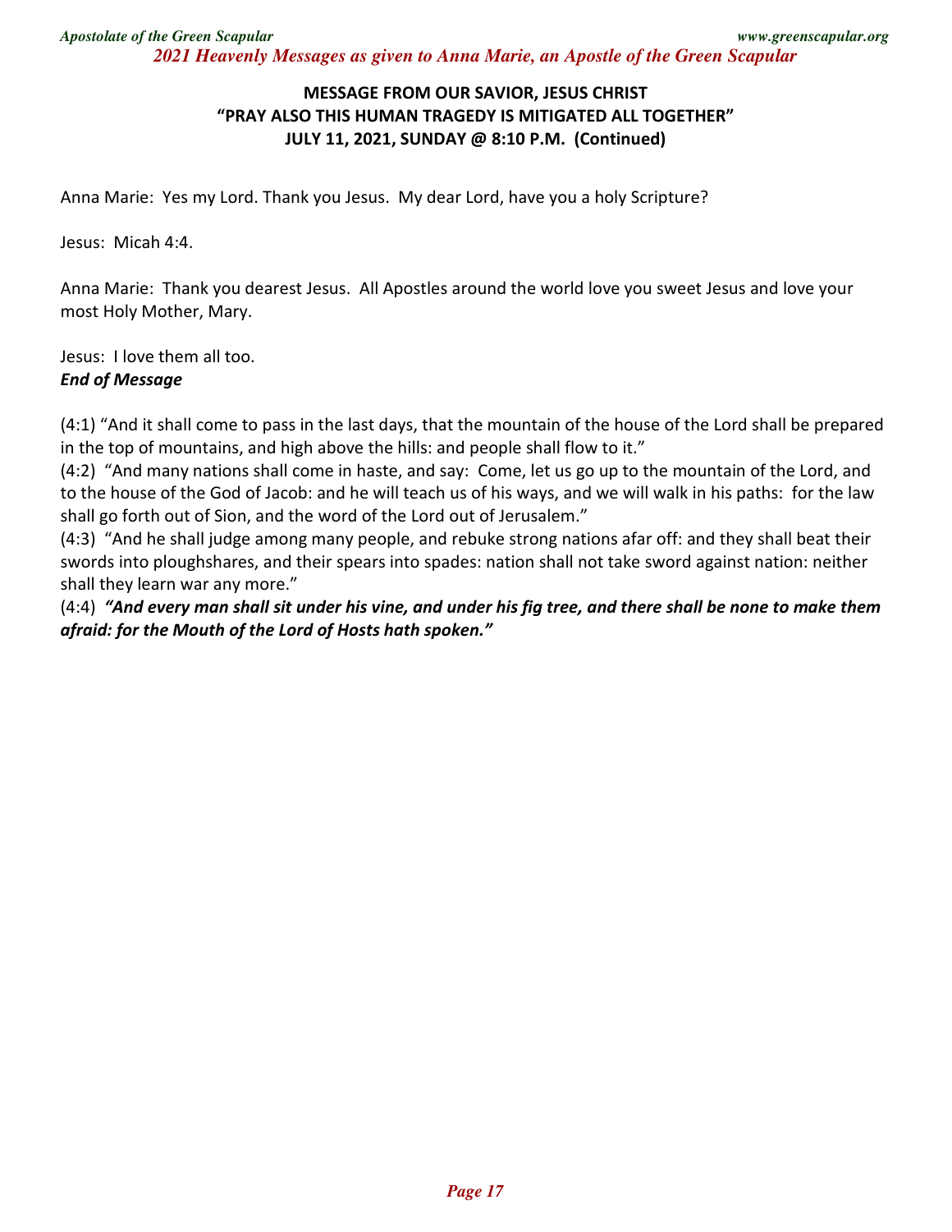**MESSAGE FROM OUR SAVIOR, JESUS CHRIST**
**"PRAY ALSO THIS HUMAN TRAGEDY IS MITIGATED ALL TOGETHER"**
**JULY 11, 2021, SUNDAY @ 8:10 P.M. (Continued)**

Anna Marie: Yes my Lord. Thank you Jesus. My dear Lord, have you a holy Scripture?

Jesus: Micah 4:4.

Anna Marie: Thank you dearest Jesus. All Apostles around the world love you sweet Jesus and love your most Holy Mother, Mary.

Jesus: I love them all too.
***End of Message***

(4:1) "And it shall come to pass in the last days, that the mountain of the house of the Lord shall be prepared in the top of mountains, and high above the hills: and people shall flow to it."
(4:2) "And many nations shall come in haste, and say: Come, let us go up to the mountain of the Lord, and to the house of the God of Jacob: and he will teach us of his ways, and we will walk in his paths: for the law shall go forth out of Sion, and the word of the Lord out of Jerusalem."
(4:3) "And he shall judge among many people, and rebuke strong nations afar off: and they shall beat their swords into ploughshares, and their spears into spades: nation shall not take sword against nation: neither shall they learn war any more."
(4:4) ***"And every man shall sit under his vine, and under his fig tree, and there shall be none to make them afraid: for the Mouth of the Lord of Hosts hath spoken."***